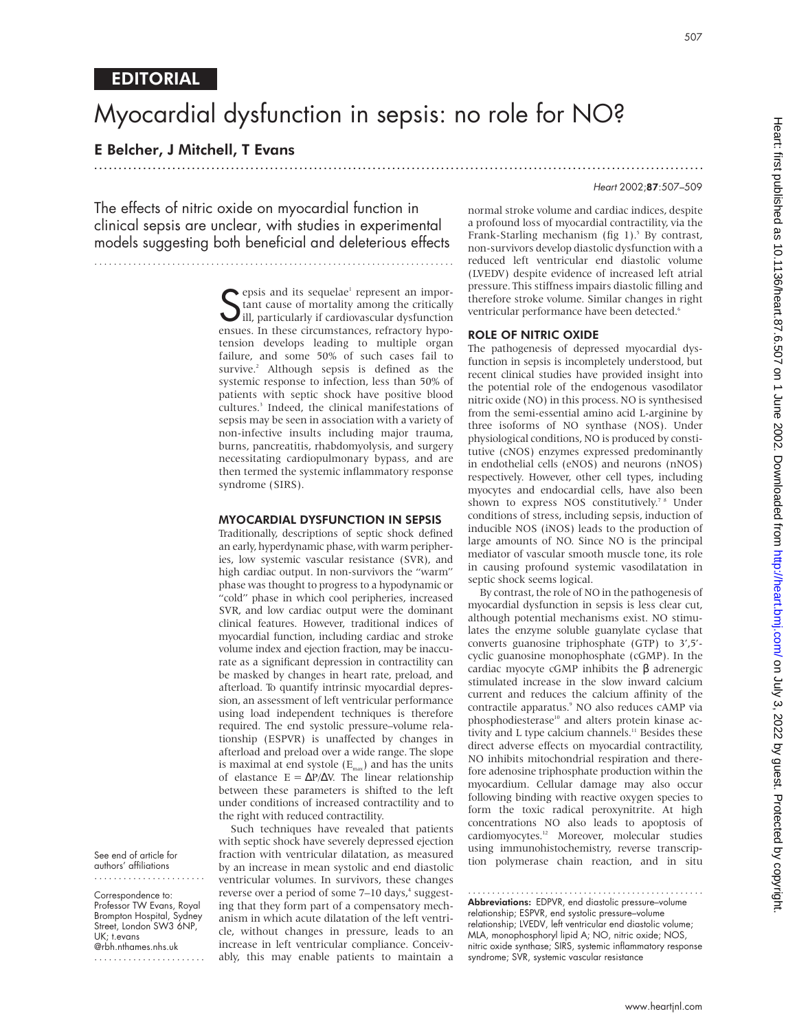EDITORIAL

# Myocardial dysfunction in sepsis: no role for NO?

**E Belcher, J Mitchell, T Evans**

The effects of nitric oxide on myocardial function in clinical sepsis are unclear, with studies in experimental models suggesting both beneficial and deleterious effects

Sepsis and its sequelae[1] represent an important cause of mortality among the critically ill, particularly if cardiovascular dysfunction ensues. In these circumstances, refractory hypotension develops leading to multiple organ failure, and some 50% of such cases fail to survive.[2] Although sepsis is defined as the systemic response to infection, less than 50% of patients with septic shock have positive blood cultures.[3] Indeed, the clinical manifestations of sepsis may be seen in association with a variety of non-infective insults including major trauma, burns, pancreatitis, rhabdomyolysis, and surgery necessitating cardiopulmonary bypass, and are then termed the systemic inflammatory response syndrome (SIRS).

## MYOCARDIAL DYSFUNCTION IN SEPSIS

Traditionally, descriptions of septic shock defined an early, hyperdynamic phase, with warm peripheries, low systemic vascular resistance (SVR), and high cardiac output. In non-survivors the "warm" phase was thought to progress to a hypodynamic or "cold" phase in which cool peripheries, increased SVR, and low cardiac output were the dominant clinical features. However, traditional indices of myocardial function, including cardiac and stroke volume index and ejection fraction, may be inaccurate as a significant depression in contractility can be masked by changes in heart rate, preload, and afterload. To quantify intrinsic myocardial depression, an assessment of left ventricular performance using load independent techniques is therefore required. The end systolic pressure–volume relationship (ESPVR) is unaffected by changes in afterload and preload over a wide range. The slope is maximal at end systole ($E_{max}$) and has the units of elastance $E = \Delta P/\Delta V$. The linear relationship between these parameters is shifted to the left under conditions of increased contractility and to the right with reduced contractility.

Such techniques have revealed that patients with septic shock have severely depressed ejection fraction with ventricular dilatation, as measured by an increase in mean systolic and end diastolic ventricular volumes. In survivors, these changes reverse over a period of some 7–10 days,[4] suggesting that they form part of a compensatory mechanism in which acute dilatation of the left ventricle, without changes in pressure, leads to an increase in left ventricular compliance. Conceivably, this may enable patients to maintain a normal stroke volume and cardiac indices, despite a profound loss of myocardial contractility, via the Frank-Starling mechanism (fig 1).[5] By contrast, non-survivors develop diastolic dysfunction with a reduced left ventricular end diastolic volume (LVEDV) despite evidence of increased left atrial pressure. This stiffness impairs diastolic filling and therefore stroke volume. Similar changes in right ventricular performance have been detected.[6]

## ROLE OF NITRIC OXIDE

The pathogenesis of depressed myocardial dysfunction in sepsis is incompletely understood, but recent clinical studies have provided insight into the potential role of the endogenous vasodilator nitric oxide (NO) in this process. NO is synthesised from the semi-essential amino acid L-arginine by three isoforms of NO synthase (NOS). Under physiological conditions, NO is produced by constitutive (cNOS) enzymes expressed predominantly in endothelial cells (eNOS) and neurons (nNOS) respectively. However, other cell types, including myocytes and endocardial cells, have also been shown to express NOS constitutively.[7,8] Under conditions of stress, including sepsis, induction of inducible NOS (iNOS) leads to the production of large amounts of NO. Since NO is the principal mediator of vascular smooth muscle tone, its role in causing profound systemic vasodilatation in septic shock seems logical.

By contrast, the role of NO in the pathogenesis of myocardial dysfunction in sepsis is less clear cut, although potential mechanisms exist. NO stimulates the enzyme soluble guanylate cyclase that converts guanosine triphosphate (GTP) to 3',5'-cyclic guanosine monophosphate (cGMP). In the cardiac myocyte cGMP inhibits the β adrenergic stimulated increase in the slow inward calcium current and reduces the calcium affinity of the contractile apparatus.[9] NO also reduces cAMP via phosphodiesterase[10] and alters protein kinase activity and L type calcium channels.[11] Besides these direct adverse effects on myocardial contractility, NO inhibits mitochondrial respiration and therefore adenosine triphosphate production within the myocardium. Cellular damage may also occur following binding with reactive oxygen species to form the toxic radical peroxynitrite. At high concentrations NO also leads to apoptosis of cardiomyocytes.[12] Moreover, molecular studies using immunohistochemistry, reverse transcription polymerase chain reaction, and in situ

See end of article for authors' affiliations

Correspondence to: Professor TW Evans, Royal Brompton Hospital, Sydney Street, London SW3 6NP, UK; t.evans@rbh.nthames.nhs.uk

**Abbreviations:** EDPVR, end diastolic pressure–volume relationship; ESPVR, end systolic pressure–volume relationship; LVEDV, left ventricular end diastolic volume; MLA, monophosphoryl lipid A; NO, nitric oxide; NOS, nitric oxide synthase; SIRS, systemic inflammatory response syndrome; SVR, systemic vascular resistance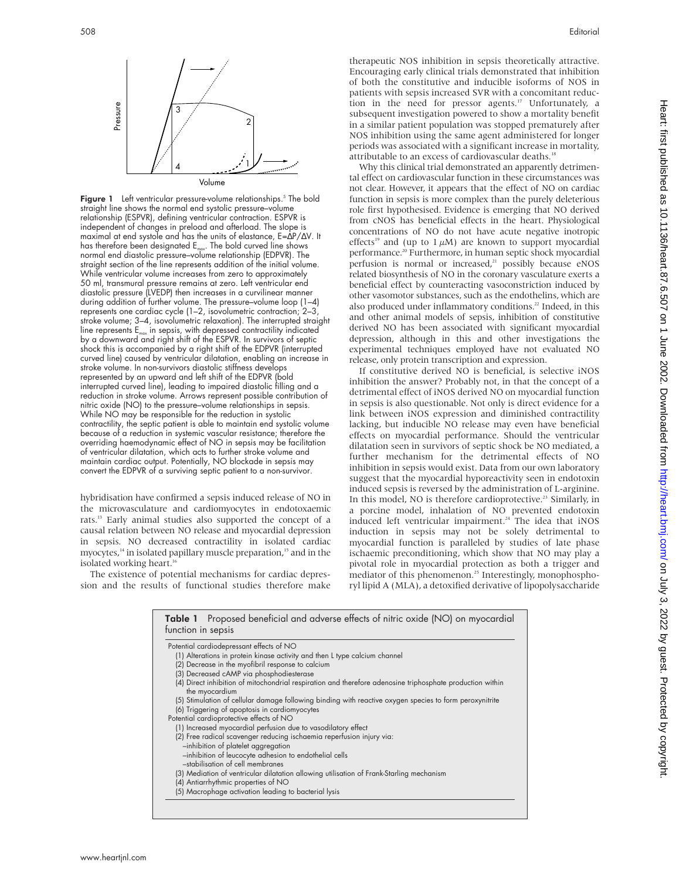Pressure

Volume

3

2

4

1

**Figure 1** Left ventricular pressure-volume relationships.[5] The bold straight line shows the normal end systolic pressure–volume relationship (ESPVR), defining ventricular contraction. ESPVR is independent of changes in preload and afterload. The slope is maximal at end systole and has the units of elastance, $E=\Delta P/\Delta V$. It has therefore been designated $E_{max}$. The bold curved line shows normal end diastolic pressure–volume relationship (EDPVR). The straight section of the line represents addition of the initial volume. While ventricular volume increases from zero to approximately 50 ml, transmural pressure remains at zero. Left ventricular end diastolic pressure (LVEDP) then increases in a curvilinear manner during addition of further volume. The pressure–volume loop (1–4) represents one cardiac cycle (1–2, isovolumetric contraction; 2–3, stroke volume; 3–4, isovolumetric relaxation). The interrupted straight line represents $E_{max}$ in sepsis, with depressed contractility indicated by a downward and right shift of the ESPVR. In survivors of septic shock this is accompanied by a right shift of the EDPVR (interrupted curved line) caused by ventricular dilatation, enabling an increase in stroke volume. In non-survivors diastolic stiffness develops represented by an upward and left shift of the EDPVR (bold interrupted curved line), leading to impaired diastolic filling and a reduction in stroke volume. Arrows represent possible contribution of nitric oxide (NO) to the pressure–volume relationships in sepsis. While NO may be responsible for the reduction in systolic contractility, the septic patient is able to maintain end systolic volume because of a reduction in systemic vascular resistance; therefore the overriding haemodynamic effect of NO in sepsis may be facilitation of ventricular dilatation, which acts to further stroke volume and maintain cardiac output. Potentially, NO blockade in sepsis may convert the EDPVR of a surviving septic patient to a non-survivor.

hybridisation have confirmed a sepsis induced release of NO in the microvasculature and cardiomyocytes in endotoxaemic rats.[13] Early animal studies also supported the concept of a causal relation between NO release and myocardial depression in sepsis. NO decreased contractility in isolated cardiac myocytes,[14] in isolated papillary muscle preparation,[15] and in the isolated working heart.[16]

The existence of potential mechanisms for cardiac depression and the results of functional studies therefore make therapeutic NOS inhibition in sepsis theoretically attractive. Encouraging early clinical trials demonstrated that inhibition of both the constitutive and inducible isoforms of NOS in patients with sepsis increased SVR with a concomitant reduction in the need for pressor agents.[17] Unfortunately, a subsequent investigation powered to show a mortality benefit in a similar patient population was stopped prematurely after NOS inhibition using the same agent administered for longer periods was associated with a significant increase in mortality, attributable to an excess of cardiovascular deaths.[18]

Why this clinical trial demonstrated an apparently detrimental effect on cardiovascular function in these circumstances was not clear. However, it appears that the effect of NO on cardiac function in sepsis is more complex than the purely deleterious role first hypothesised. Evidence is emerging that NO derived from cNOS has beneficial effects in the heart. Physiological concentrations of NO do not have acute negative inotropic effects[19] and (up to 1 $\mu$M) are known to support myocardial performance.[20] Furthermore, in human septic shock myocardial perfusion is normal or increased,[21] possibly because eNOS related biosynthesis of NO in the coronary vasculature exerts a beneficial effect by counteracting vasoconstriction induced by other vasomotor substances, such as the endothelins, which are also produced under inflammatory conditions.[22] Indeed, in this and other animal models of sepsis, inhibition of constitutive derived NO has been associated with significant myocardial depression, although in this and other investigations the experimental techniques employed have not evaluated NO release, only protein transcription and expression.

If constitutive derived NO is beneficial, is selective iNOS inhibition the answer? Probably not, in that the concept of a detrimental effect of iNOS derived NO on myocardial function in sepsis is also questionable. Not only is direct evidence for a link between iNOS expression and diminished contractility lacking, but inducible NO release may even have beneficial effects on myocardial performance. Should the ventricular dilatation seen in survivors of septic shock be NO mediated, a further mechanism for the detrimental effects of NO inhibition in sepsis would exist. Data from our own laboratory suggest that the myocardial hyporeactivity seen in endotoxin induced sepsis is reversed by the administration of L-arginine. In this model, NO is therefore cardioprotective.[23] Similarly, in a porcine model, inhalation of NO prevented endotoxin induced left ventricular impairment.[24] The idea that iNOS induction in sepsis may not be solely detrimental to myocardial function is paralleled by studies of late phase ischaemic preconditioning, which show that NO may play a pivotal role in myocardial protection as both a trigger and mediator of this phenomenon.[25] Interestingly, monophosphoryl lipid A (MLA), a detoxified derivative of lipopolysaccharide

**Table 1** Proposed beneficial and adverse effects of nitric oxide (NO) on myocardial function in sepsis

Potential cardiodepressant effects of NO
- (1) Alterations in protein kinase activity and then L type calcium channel
- (2) Decrease in the myofibril response to calcium
- (3) Decreased cAMP via phosphodiesterase
- (4) Direct inhibition of mitochondrial respiration and therefore adenosine triphosphate production within the myocardium
- (5) Stimulation of cellular damage following binding with reactive oxygen species to form peroxynitrite
- (6) Triggering of apoptosis in cardiomyocytes

Potential cardioprotective effects of NO
- (1) Increased myocardial perfusion due to vasodilatory effect
- (2) Free radical scavenger reducing ischaemia reperfusion injury via:
  - –inhibition of platelet aggregation
  - –inhibition of leucocyte adhesion to endothelial cells
  - –stabilisation of cell membranes
- (3) Mediation of ventricular dilatation allowing utilisation of Frank-Starling mechanism
- (4) Antiarrhythmic properties of NO
- (5) Macrophage activation leading to bacterial lysis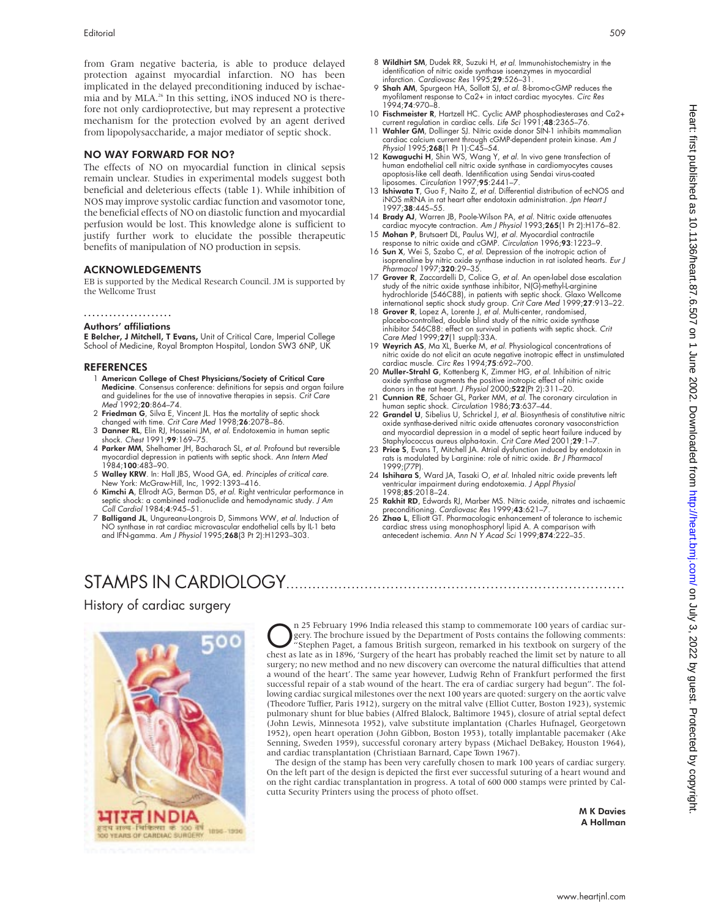from Gram negative bacteria, is able to produce delayed protection against myocardial infarction. NO has been implicated in the delayed preconditioning induced by ischaemia and by MLA.[26] In this setting, iNOS induced NO is therefore not only cardioprotective, but may represent a protective mechanism for the protection evolved by an agent derived from lipopolysaccharide, a major mediator of septic shock.

## NO WAY FORWARD FOR NO?

The effects of NO on myocardial function in clinical sepsis remain unclear. Studies in experimental models suggest both beneficial and deleterious effects (table 1). While inhibition of NOS may improve systolic cardiac function and vasomotor tone, the beneficial effects of NO on diastolic function and myocardial perfusion would be lost. This knowledge alone is sufficient to justify further work to elucidate the possible therapeutic benefits of manipulation of NO production in sepsis.

## ACKNOWLEDGEMENTS

EB is supported by the Medical Research Council. JM is supported by the Wellcome Trust

### Authors' affiliations

**E Belcher, J Mitchell, T Evans,** Unit of Critical Care, Imperial College School of Medicine, Royal Brompton Hospital, London SW3 6NP, UK

## REFERENCES

1. **American College of Chest Physicians/Society of Critical Care Medicine**. Consensus conference: definitions for sepsis and organ failure and guidelines for the use of innovative therapies in sepsis. *Crit Care Med* 1992;**20**:864–74.
2. **Friedman G**, Silva E, Vincent JL. Has the mortality of septic shock changed with time. *Crit Care Med* 1998;**26**:2078–86.
3. **Danner RL**, Elin RJ, Hosseini JM, *et al.* Endotoxemia in human septic shock. *Chest* 1991;**99**:169–75.
4. **Parker MM**, Shelhamer JH, Bacharach SL, *et al.* Profound but reversible myocardial depression in patients with septic shock. *Ann Intern Med* 1984;**100**:483–90.
5. **Walley KRW**. In: Hall JBS, Wood GA, ed. *Principles of critical care.* New York: McGraw-Hill, Inc, 1992:1393–416.
6. **Kimchi A**, Ellrodt AG, Berman DS, *et al.* Right ventricular performance in septic shock: a combined radionuclide and hemodynamic study. *J Am Coll Cardiol* 1984;**4**:945–51.
7. **Balligand JL**, Ungureanu-Longrois D, Simmons WW, *et al.* Induction of NO synthase in rat cardiac microvascular endothelial cells by IL-1 beta and IFN-gamma. *Am J Physiol* 1995;**268**(3 Pt 2):H1293–303.
8. **Wildhirt SM**, Dudek RR, Suzuki H, *et al.* Immunohistochemistry in the identification of nitric oxide synthase isoenzymes in myocardial infarction. *Cardiovasc Res* 1995;**29**:526–31.
9. **Shah AM**, Spurgeon HA, Sollott SJ, *et al.* 8-bromo-cGMP reduces the myofilament response to Ca2+ in intact cardiac myocytes. *Circ Res* 1994;**74**:970–8.
10. **Fischmeister R**, Hartzell HC. Cyclic AMP phosphodiesterases and Ca2+ current regulation in cardiac cells. *Life Sci* 1991;**48**:2365–76.
11. **Wahler GM**, Dollinger SJ. Nitric oxide donor SIN-1 inhibits mammalian cardiac calcium current through cGMP-dependent protein kinase. *Am J Physiol* 1995;**268**(1 Pt 1):C45–54.
12. **Kawaguchi H**, Shin WS, Wang Y, *et al.* In vivo gene transfection of human endothelial cell nitric oxide synthase in cardiomyocytes causes apoptosis-like cell death. Identification using Sendai virus-coated liposomes. *Circulation* 1997;**95**:2441–7.
13. **Ishiwata T**, Guo F, Naito Z, *et al.* Differential distribution of ecNOS and iNOS mRNA in rat heart after endotoxin administration. *Jpn Heart J* 1997;**38**:445–55.
14. **Brady AJ**, Warren JB, Poole-Wilson PA, *et al.* Nitric oxide attenuates cardiac myocyte contraction. *Am J Physiol* 1993;**265**(1 Pt 2):H176–82.
15. **Mohan P**, Brutsaert DL, Paulus WJ, *et al.* Myocardial contractile response to nitric oxide and cGMP. *Circulation* 1996;**93**:1223–9.
16. **Sun X**, Wei S, Szabo C, *et al.* Depression of the inotropic action of isoprenaline by nitric oxide synthase induction in rat isolated hearts. *Eur J Pharmacol* 1997;**320**:29–35.
17. **Grover R**, Zaccardelli D, Colice G, *et al.* An open-label dose escalation study of the nitric oxide synthase inhibitor, N(G)-methyl-L-arginine hydrochloride (546C88), in patients with septic shock. Glaxo Wellcome international septic shock study group. *Crit Care Med* 1999;**27**:913–22.
18. **Grover R**, Lopez A, Lorente J, *et al.* Multi-center, randomised, placebo-controlled, double blind study of the nitric oxide synthase inhibitor 546C88: effect on survival in patients with septic shock. *Crit Care Med* 1999;**27**(1 suppl):33A.
19. **Weyrich AS**, Ma XL, Buerke M, *et al.* Physiological concentrations of nitric oxide do not elicit an acute negative inotropic effect in unstimulated cardiac muscle. *Circ Res* 1994;**75**:692–700.
20. **Muller-Strahl G**, Kottenberg K, Zimmer HG, *et al.* Inhibition of nitric oxide synthase augments the positive inotropic effect of nitric oxide donors in the rat heart. *J Physiol* 2000;**522**(Pt 2):311–20.
21. **Cunnion RE**, Schaer GL, Parker MM, *et al.* The coronary circulation in human septic shock. *Circulation* 1986;**73**:637–44.
22. **Grandel U**, Sibelius U, Schrickel J, *et al.* Biosynthesis of constitutive nitric oxide synthase-derived nitric oxide attenuates coronary vasoconstriction and myocardial depression in a model of septic heart failure induced by Staphylococcus aureus alpha-toxin. *Crit Care Med* 2001;**29**:1–7.
23. **Price S**, Evans T, Mitchell JA. Atrial dysfunction induced by endotoxin in rats is modulated by L-arginine: role of nitric oxide. *Br J Pharmacol* 1999;(77P).
24. **Ishihara S**, Ward JA, Tasaki O, *et al.* Inhaled nitric oxide prevents left ventricular impairment during endotoxemia. *J Appl Physiol* 1998;**85**:2018–24.
25. **Rakhit RD**, Edwards RJ, Marber MS. Nitric oxide, nitrates and ischaemic preconditioning. *Cardiovasc Res* 1999;**43**:621–7.
26. **Zhao L**, Elliott GT. Pharmacologic enhancement of tolerance to ischemic cardiac stress using monophosphoryl lipid A. A comparison with antecedent ischemia. *Ann N Y Acad Sci* 1999;**874**:222–35.

# STAMPS IN CARDIOLOGY

## History of cardiac surgery

On 25 February 1996 India released this stamp to commemorate 100 years of cardiac surgery. The brochure issued by the Department of Posts contains the following comments: "Stephen Paget, a famous British surgeon, remarked in his textbook on surgery of the chest as late as in 1896, 'Surgery of the heart has probably reached the limit set by nature to all surgery; no new method and no new discovery can overcome the natural difficulties that attend a wound of the heart'. The same year however, Ludwig Rehn of Frankfurt performed the first successful repair of a stab wound of the heart. The era of cardiac surgery had begun". The following cardiac surgical milestones over the next 100 years are quoted: surgery on the aortic valve (Theodore Tuffier, Paris 1912), surgery on the mitral valve (Elliot Cutter, Boston 1923), systemic pulmonary shunt for blue babies (Alfred Blalock, Baltimore 1945), closure of atrial septal defect (John Lewis, Minnesota 1952), valve substitute implantation (Charles Hufnagel, Georgetown 1952), open heart operation (John Gibbon, Boston 1953), totally implantable pacemaker (Ake Senning, Sweden 1959), successful coronary artery bypass (Michael DeBakey, Houston 1964), and cardiac transplantation (Christiaan Barnard, Cape Town 1967).

The design of the stamp has been very carefully chosen to mark 100 years of cardiac surgery. On the left part of the design is depicted the first ever successful suturing of a heart wound and on the right cardiac transplantation in progress. A total of 600 000 stamps were printed by Calcutta Security Printers using the process of photo offset.

**M K Davies**
**A Hollman**